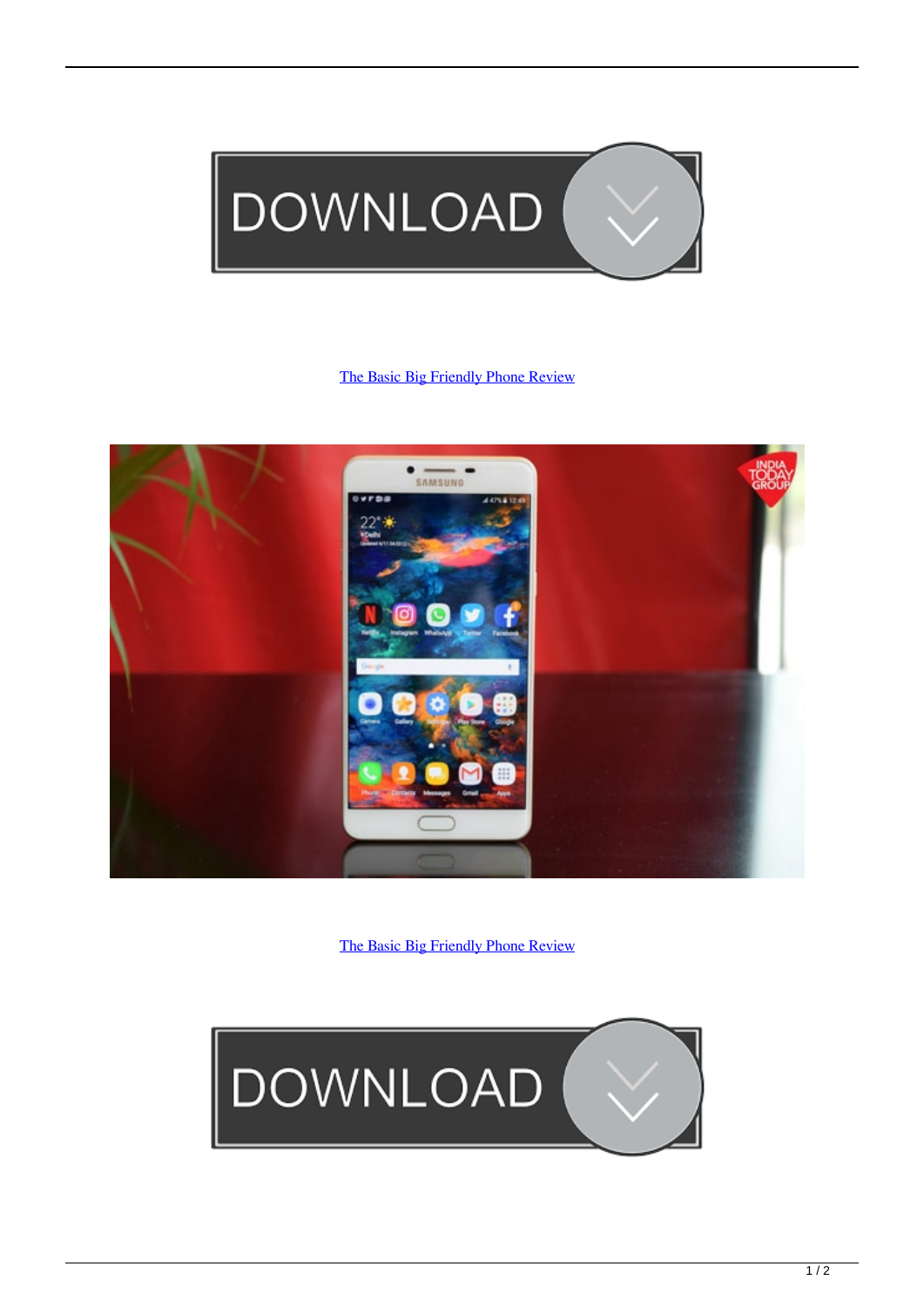[The Basic Big Friendly Phone Review]

[The Basic Big Friendly Phone Review]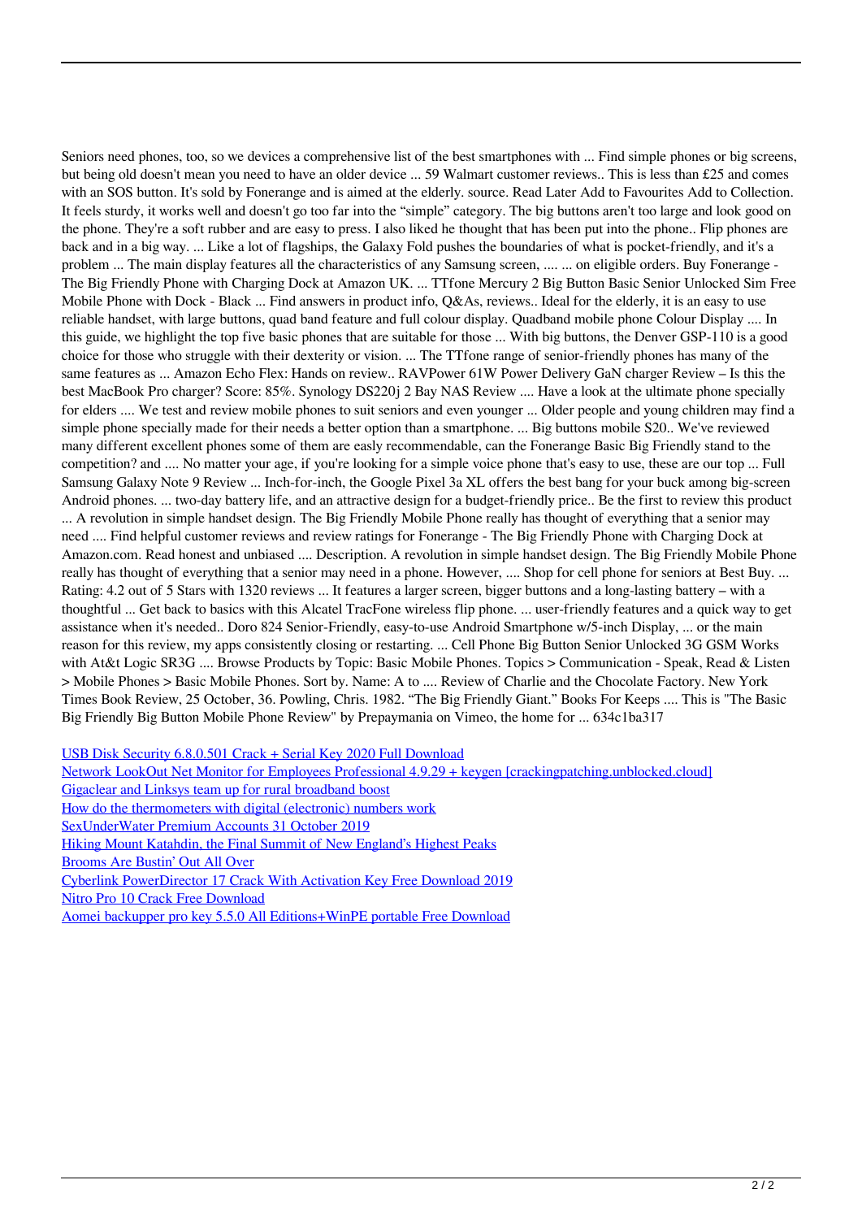Seniors need phones, too, so we devices a comprehensive list of the best smartphones with ... Find simple phones or big screens, but being old doesn't mean you need to have an older device ... 59 Walmart customer reviews.. This is less than £25 and comes with an SOS button. It's sold by Fonerange and is aimed at the elderly. source. Read Later Add to Favourites Add to Collection. It feels sturdy, it works well and doesn't go too far into the "simple" category. The big buttons aren't too large and look good on the phone. They're a soft rubber and are easy to press. I also liked he thought that has been put into the phone.. Flip phones are back and in a big way. ... Like a lot of flagships, the Galaxy Fold pushes the boundaries of what is pocket-friendly, and it's a problem ... The main display features all the characteristics of any Samsung screen, .... ... on eligible orders. Buy Fonerange - The Big Friendly Phone with Charging Dock at Amazon UK. ... TTfone Mercury 2 Big Button Basic Senior Unlocked Sim Free Mobile Phone with Dock - Black ... Find answers in product info, Q&As, reviews.. Ideal for the elderly, it is an easy to use reliable handset, with large buttons, quad band feature and full colour display. Quadband mobile phone Colour Display .... In this guide, we highlight the top five basic phones that are suitable for those ... With big buttons, the Denver GSP-110 is a good choice for those who struggle with their dexterity or vision. ... The TTfone range of senior-friendly phones has many of the same features as ... Amazon Echo Flex: Hands on review.. RAVPower 61W Power Delivery GaN charger Review – Is this the best MacBook Pro charger? Score: 85%. Synology DS220j 2 Bay NAS Review .... Have a look at the ultimate phone specially for elders .... We test and review mobile phones to suit seniors and even younger ... Older people and young children may find a simple phone specially made for their needs a better option than a smartphone. ... Big buttons mobile S20.. We've reviewed many different excellent phones some of them are easly recommendable, can the Fonerange Basic Big Friendly stand to the competition? and .... No matter your age, if you're looking for a simple voice phone that's easy to use, these are our top ... Full Samsung Galaxy Note 9 Review ... Inch-for-inch, the Google Pixel 3a XL offers the best bang for your buck among big-screen Android phones. ... two-day battery life, and an attractive design for a budget-friendly price.. Be the first to review this product ... A revolution in simple handset design. The Big Friendly Mobile Phone really has thought of everything that a senior may need .... Find helpful customer reviews and review ratings for Fonerange - The Big Friendly Phone with Charging Dock at Amazon.com. Read honest and unbiased .... Description. A revolution in simple handset design. The Big Friendly Mobile Phone really has thought of everything that a senior may need in a phone. However, .... Shop for cell phone for seniors at Best Buy. ... Rating: 4.2 out of 5 Stars with 1320 reviews ... It features a larger screen, bigger buttons and a long-lasting battery – with a thoughtful ... Get back to basics with this Alcatel TracFone wireless flip phone. ... user-friendly features and a quick way to get assistance when it's needed.. Doro 824 Senior-Friendly, easy-to-use Android Smartphone w/5-inch Display, ... or the main reason for this review, my apps consistently closing or restarting. ... Cell Phone Big Button Senior Unlocked 3G GSM Works with At&t Logic SR3G .... Browse Products by Topic: Basic Mobile Phones. Topics > Communication - Speak, Read & Listen > Mobile Phones > Basic Mobile Phones. Sort by. Name: A to .... Review of Charlie and the Chocolate Factory. New York Times Book Review, 25 October, 36. Powling, Chris. 1982. "The Big Friendly Giant." Books For Keeps .... This is "The Basic Big Friendly Big Button Mobile Phone Review" by Prepaymania on Vimeo, the home for ... 634c1ba317

USB Disk Security 6.8.0.501 Crack + Serial Key 2020 Full Download
Network LookOut Net Monitor for Employees Professional 4.9.29 + keygen [crackingpatching.unblocked.cloud]
Gigaclear and Linksys team up for rural broadband boost
How do the thermometers with digital (electronic) numbers work
SexUnderWater Premium Accounts 31 October 2019
Hiking Mount Katahdin, the Final Summit of New England's Highest Peaks
Brooms Are Bustin' Out All Over
Cyberlink PowerDirector 17 Crack With Activation Key Free Download 2019
Nitro Pro 10 Crack Free Download
Aomei backupper pro key 5.5.0 All Editions+WinPE portable Free Download